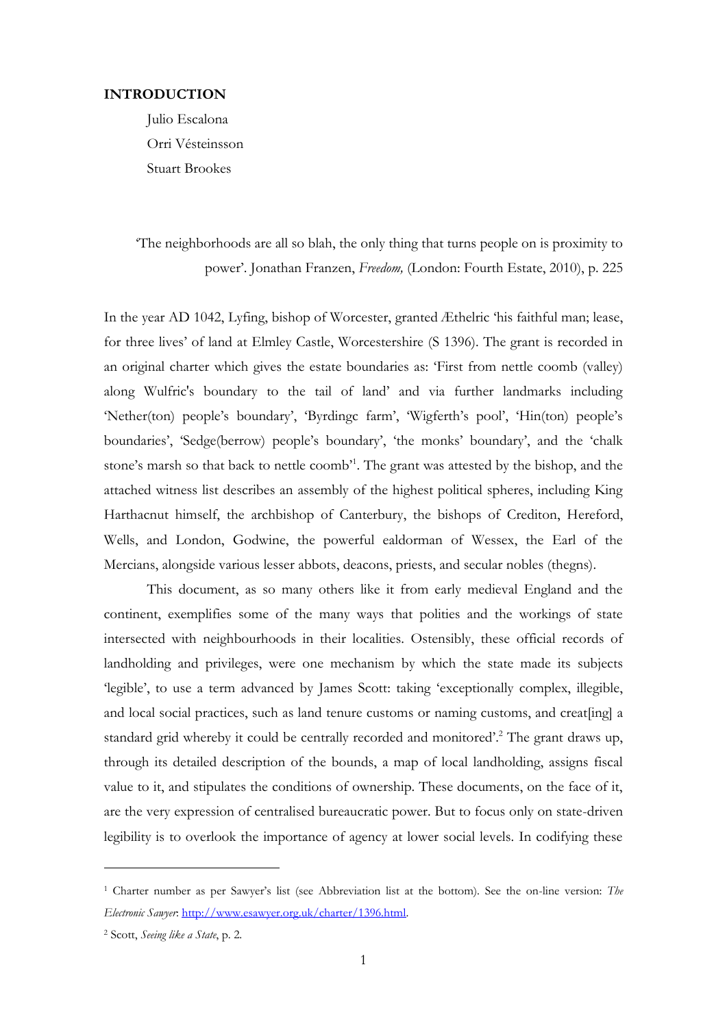# INTRODUCTION

Julio Escalona
Orri Vésteinsson
Stuart Brookes

> 'The neighborhoods are all so blah, the only thing that turns people on is proximity to power'. Jonathan Franzen, *Freedom,* (London: Fourth Estate, 2010), p. 225

In the year AD 1042, Lyfing, bishop of Worcester, granted Æthelric 'his faithful man; lease, for three lives' of land at Elmley Castle, Worcestershire (S 1396). The grant is recorded in an original charter which gives the estate boundaries as: 'First from nettle coomb (valley) along Wulfric's boundary to the tail of land' and via further landmarks including 'Nether(ton) people's boundary', 'Byrdingc farm', 'Wigferth's pool', 'Hin(ton) people's boundaries', 'Sedge(berrow) people's boundary', 'the monks' boundary', and the 'chalk stone's marsh so that back to nettle coomb'[1]. The grant was attested by the bishop, and the attached witness list describes an assembly of the highest political spheres, including King Harthacnut himself, the archbishop of Canterbury, the bishops of Crediton, Hereford, Wells, and London, Godwine, the powerful ealdorman of Wessex, the Earl of the Mercians, alongside various lesser abbots, deacons, priests, and secular nobles (thegns).

This document, as so many others like it from early medieval England and the continent, exemplifies some of the many ways that polities and the workings of state intersected with neighbourhoods in their localities. Ostensibly, these official records of landholding and privileges, were one mechanism by which the state made its subjects 'legible', to use a term advanced by James Scott: taking 'exceptionally complex, illegible, and local social practices, such as land tenure customs or naming customs, and creat[ing] a standard grid whereby it could be centrally recorded and monitored'.[2] The grant draws up, through its detailed description of the bounds, a map of local landholding, assigns fiscal value to it, and stipulates the conditions of ownership. These documents, on the face of it, are the very expression of centralised bureaucratic power. But to focus only on state-driven legibility is to overlook the importance of agency at lower social levels. In codifying these

---

[1] Charter number as per Sawyer's list (see Abbreviation list at the bottom). See the on-line version: *The Electronic Sawyer*: http://www.esawyer.org.uk/charter/1396.html.

[2] Scott, *Seeing like a State*, p. 2.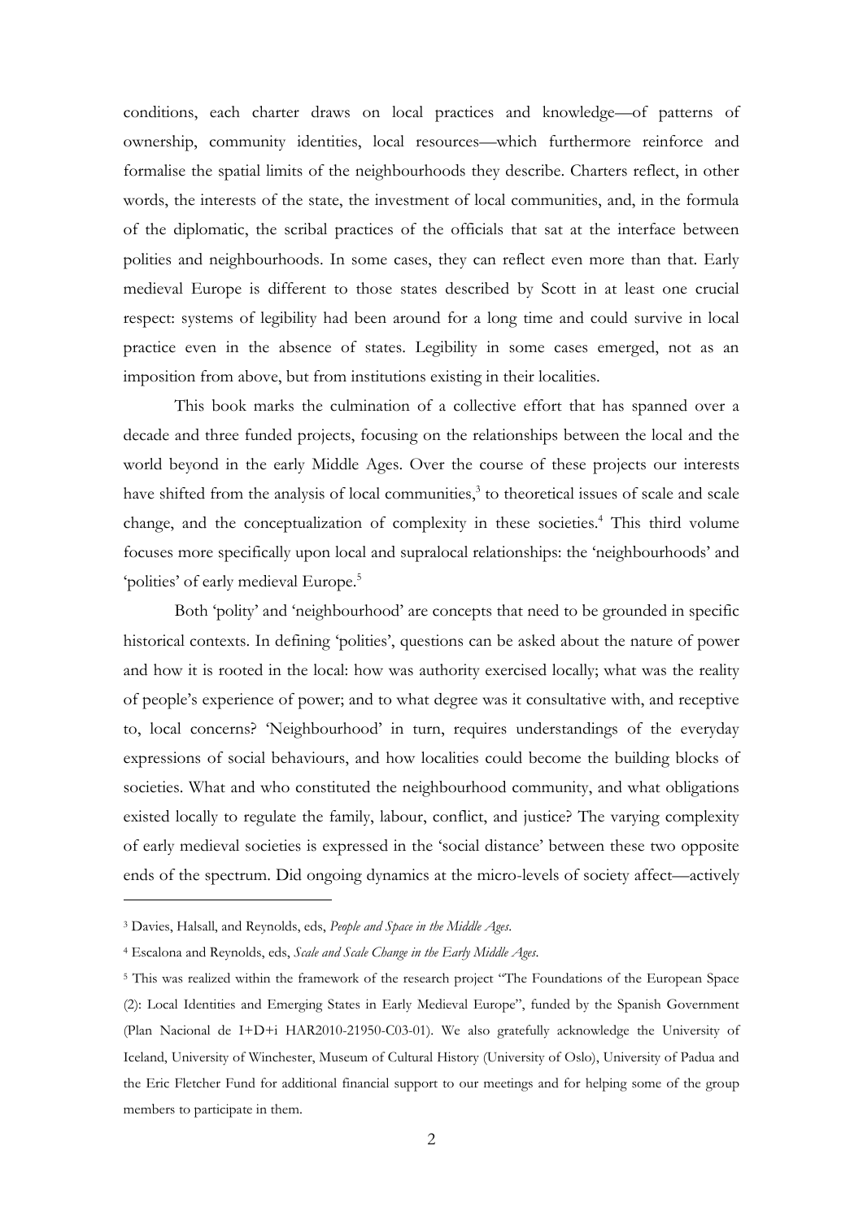conditions, each charter draws on local practices and knowledge—of patterns of ownership, community identities, local resources—which furthermore reinforce and formalise the spatial limits of the neighbourhoods they describe. Charters reflect, in other words, the interests of the state, the investment of local communities, and, in the formula of the diplomatic, the scribal practices of the officials that sat at the interface between polities and neighbourhoods. In some cases, they can reflect even more than that. Early medieval Europe is different to those states described by Scott in at least one crucial respect: systems of legibility had been around for a long time and could survive in local practice even in the absence of states. Legibility in some cases emerged, not as an imposition from above, but from institutions existing in their localities.

This book marks the culmination of a collective effort that has spanned over a decade and three funded projects, focusing on the relationships between the local and the world beyond in the early Middle Ages. Over the course of these projects our interests have shifted from the analysis of local communities,[3] to theoretical issues of scale and scale change, and the conceptualization of complexity in these societies.[4] This third volume focuses more specifically upon local and supralocal relationships: the 'neighbourhoods' and 'polities' of early medieval Europe.[5]

Both 'polity' and 'neighbourhood' are concepts that need to be grounded in specific historical contexts. In defining 'polities', questions can be asked about the nature of power and how it is rooted in the local: how was authority exercised locally; what was the reality of people's experience of power; and to what degree was it consultative with, and receptive to, local concerns? 'Neighbourhood' in turn, requires understandings of the everyday expressions of social behaviours, and how localities could become the building blocks of societies. What and who constituted the neighbourhood community, and what obligations existed locally to regulate the family, labour, conflict, and justice? The varying complexity of early medieval societies is expressed in the 'social distance' between these two opposite ends of the spectrum. Did ongoing dynamics at the micro-levels of society affect—actively

---

[3] Davies, Halsall, and Reynolds, eds, *People and Space in the Middle Ages*.

[4] Escalona and Reynolds, eds, *Scale and Scale Change in the Early Middle Ages*.

[5] This was realized within the framework of the research project "The Foundations of the European Space (2): Local Identities and Emerging States in Early Medieval Europe", funded by the Spanish Government (Plan Nacional de I+D+i HAR2010-21950-C03-01). We also gratefully acknowledge the University of Iceland, University of Winchester, Museum of Cultural History (University of Oslo), University of Padua and the Eric Fletcher Fund for additional financial support to our meetings and for helping some of the group members to participate in them.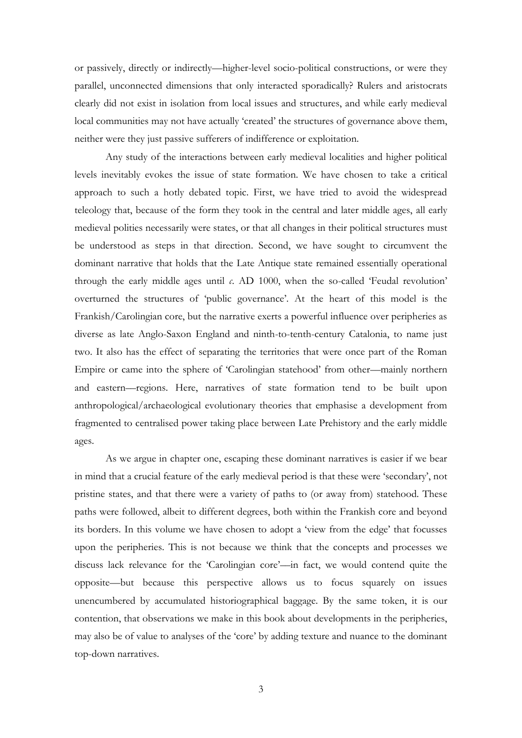or passively, directly or indirectly—higher-level socio-political constructions, or were they parallel, unconnected dimensions that only interacted sporadically? Rulers and aristocrats clearly did not exist in isolation from local issues and structures, and while early medieval local communities may not have actually 'created' the structures of governance above them, neither were they just passive sufferers of indifference or exploitation.

Any study of the interactions between early medieval localities and higher political levels inevitably evokes the issue of state formation. We have chosen to take a critical approach to such a hotly debated topic. First, we have tried to avoid the widespread teleology that, because of the form they took in the central and later middle ages, all early medieval polities necessarily were states, or that all changes in their political structures must be understood as steps in that direction. Second, we have sought to circumvent the dominant narrative that holds that the Late Antique state remained essentially operational through the early middle ages until *c.* AD 1000, when the so-called 'Feudal revolution' overturned the structures of 'public governance'. At the heart of this model is the Frankish/Carolingian core, but the narrative exerts a powerful influence over peripheries as diverse as late Anglo-Saxon England and ninth-to-tenth-century Catalonia, to name just two. It also has the effect of separating the territories that were once part of the Roman Empire or came into the sphere of 'Carolingian statehood' from other—mainly northern and eastern—regions. Here, narratives of state formation tend to be built upon anthropological/archaeological evolutionary theories that emphasise a development from fragmented to centralised power taking place between Late Prehistory and the early middle ages.

As we argue in chapter one, escaping these dominant narratives is easier if we bear in mind that a crucial feature of the early medieval period is that these were 'secondary', not pristine states, and that there were a variety of paths to (or away from) statehood. These paths were followed, albeit to different degrees, both within the Frankish core and beyond its borders. In this volume we have chosen to adopt a 'view from the edge' that focusses upon the peripheries. This is not because we think that the concepts and processes we discuss lack relevance for the 'Carolingian core'—in fact, we would contend quite the opposite—but because this perspective allows us to focus squarely on issues unencumbered by accumulated historiographical baggage. By the same token, it is our contention, that observations we make in this book about developments in the peripheries, may also be of value to analyses of the 'core' by adding texture and nuance to the dominant top-down narratives.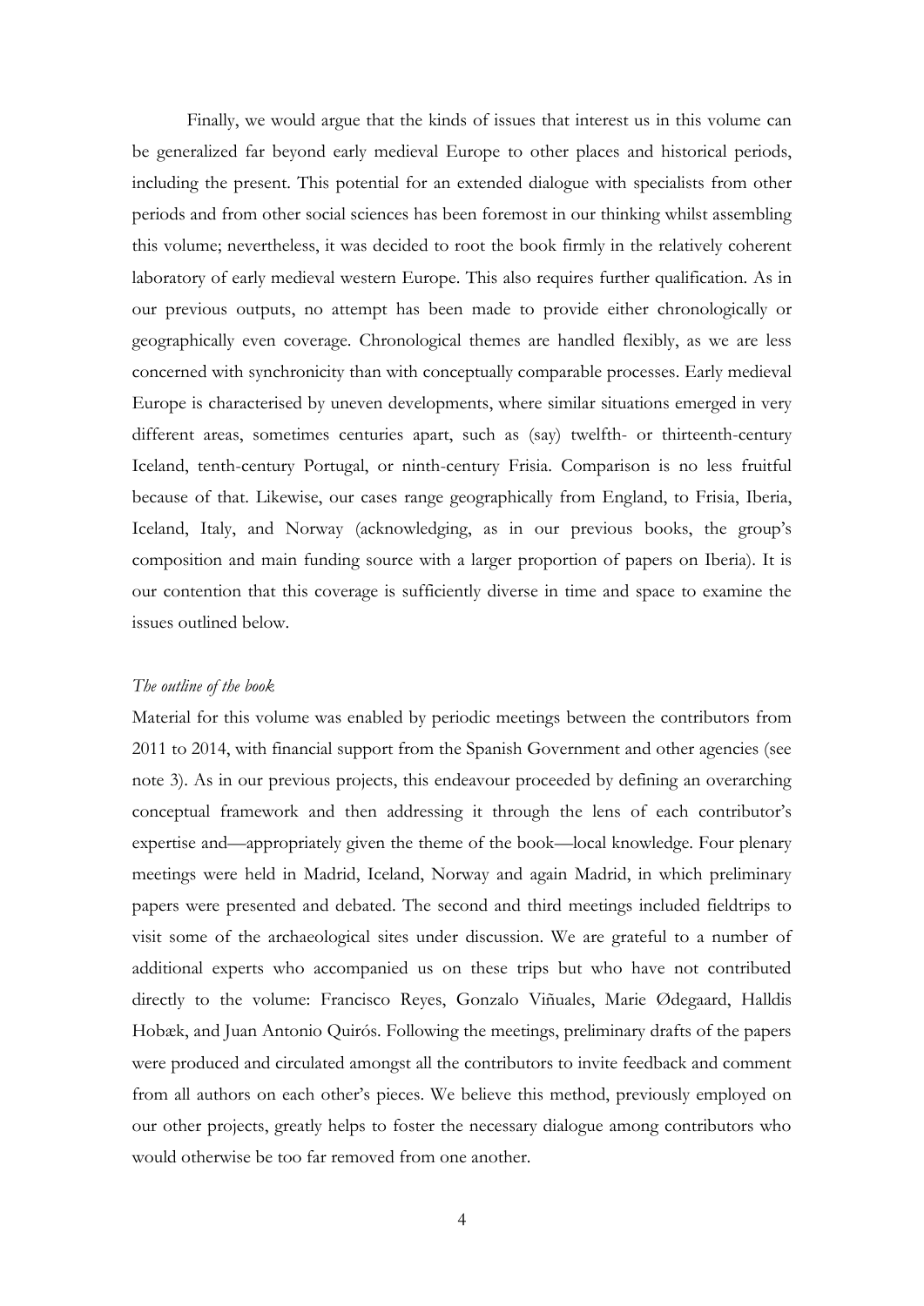Finally, we would argue that the kinds of issues that interest us in this volume can be generalized far beyond early medieval Europe to other places and historical periods, including the present. This potential for an extended dialogue with specialists from other periods and from other social sciences has been foremost in our thinking whilst assembling this volume; nevertheless, it was decided to root the book firmly in the relatively coherent laboratory of early medieval western Europe. This also requires further qualification. As in our previous outputs, no attempt has been made to provide either chronologically or geographically even coverage. Chronological themes are handled flexibly, as we are less concerned with synchronicity than with conceptually comparable processes. Early medieval Europe is characterised by uneven developments, where similar situations emerged in very different areas, sometimes centuries apart, such as (say) twelfth- or thirteenth-century Iceland, tenth-century Portugal, or ninth-century Frisia. Comparison is no less fruitful because of that. Likewise, our cases range geographically from England, to Frisia, Iberia, Iceland, Italy, and Norway (acknowledging, as in our previous books, the group's composition and main funding source with a larger proportion of papers on Iberia). It is our contention that this coverage is sufficiently diverse in time and space to examine the issues outlined below.

*The outline of the book*

Material for this volume was enabled by periodic meetings between the contributors from 2011 to 2014, with financial support from the Spanish Government and other agencies (see note 3). As in our previous projects, this endeavour proceeded by defining an overarching conceptual framework and then addressing it through the lens of each contributor's expertise and—appropriately given the theme of the book—local knowledge. Four plenary meetings were held in Madrid, Iceland, Norway and again Madrid, in which preliminary papers were presented and debated. The second and third meetings included fieldtrips to visit some of the archaeological sites under discussion. We are grateful to a number of additional experts who accompanied us on these trips but who have not contributed directly to the volume: Francisco Reyes, Gonzalo Viñuales, Marie Ødegaard, Halldis Hobæk, and Juan Antonio Quirós. Following the meetings, preliminary drafts of the papers were produced and circulated amongst all the contributors to invite feedback and comment from all authors on each other's pieces. We believe this method, previously employed on our other projects, greatly helps to foster the necessary dialogue among contributors who would otherwise be too far removed from one another.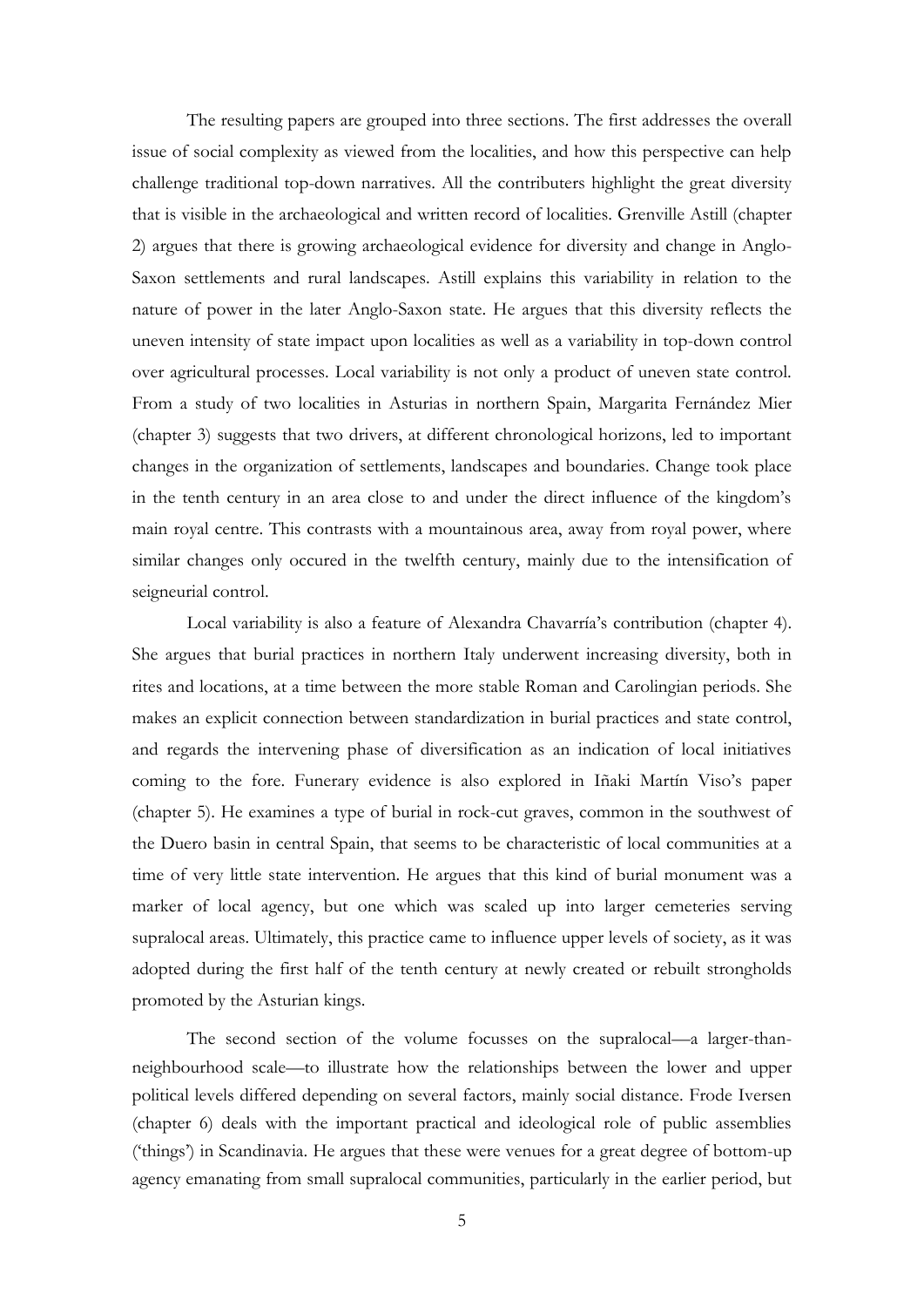The resulting papers are grouped into three sections. The first addresses the overall issue of social complexity as viewed from the localities, and how this perspective can help challenge traditional top-down narratives. All the contributers highlight the great diversity that is visible in the archaeological and written record of localities. Grenville Astill (chapter 2) argues that there is growing archaeological evidence for diversity and change in Anglo-Saxon settlements and rural landscapes. Astill explains this variability in relation to the nature of power in the later Anglo-Saxon state. He argues that this diversity reflects the uneven intensity of state impact upon localities as well as a variability in top-down control over agricultural processes. Local variability is not only a product of uneven state control. From a study of two localities in Asturias in northern Spain, Margarita Fernández Mier (chapter 3) suggests that two drivers, at different chronological horizons, led to important changes in the organization of settlements, landscapes and boundaries. Change took place in the tenth century in an area close to and under the direct influence of the kingdom's main royal centre. This contrasts with a mountainous area, away from royal power, where similar changes only occured in the twelfth century, mainly due to the intensification of seigneurial control.

Local variability is also a feature of Alexandra Chavarría's contribution (chapter 4). She argues that burial practices in northern Italy underwent increasing diversity, both in rites and locations, at a time between the more stable Roman and Carolingian periods. She makes an explicit connection between standardization in burial practices and state control, and regards the intervening phase of diversification as an indication of local initiatives coming to the fore. Funerary evidence is also explored in Iñaki Martín Viso's paper (chapter 5). He examines a type of burial in rock-cut graves, common in the southwest of the Duero basin in central Spain, that seems to be characteristic of local communities at a time of very little state intervention. He argues that this kind of burial monument was a marker of local agency, but one which was scaled up into larger cemeteries serving supralocal areas. Ultimately, this practice came to influence upper levels of society, as it was adopted during the first half of the tenth century at newly created or rebuilt strongholds promoted by the Asturian kings.

The second section of the volume focusses on the supralocal—a larger-than-neighbourhood scale—to illustrate how the relationships between the lower and upper political levels differed depending on several factors, mainly social distance. Frode Iversen (chapter 6) deals with the important practical and ideological role of public assemblies ('things') in Scandinavia. He argues that these were venues for a great degree of bottom-up agency emanating from small supralocal communities, particularly in the earlier period, but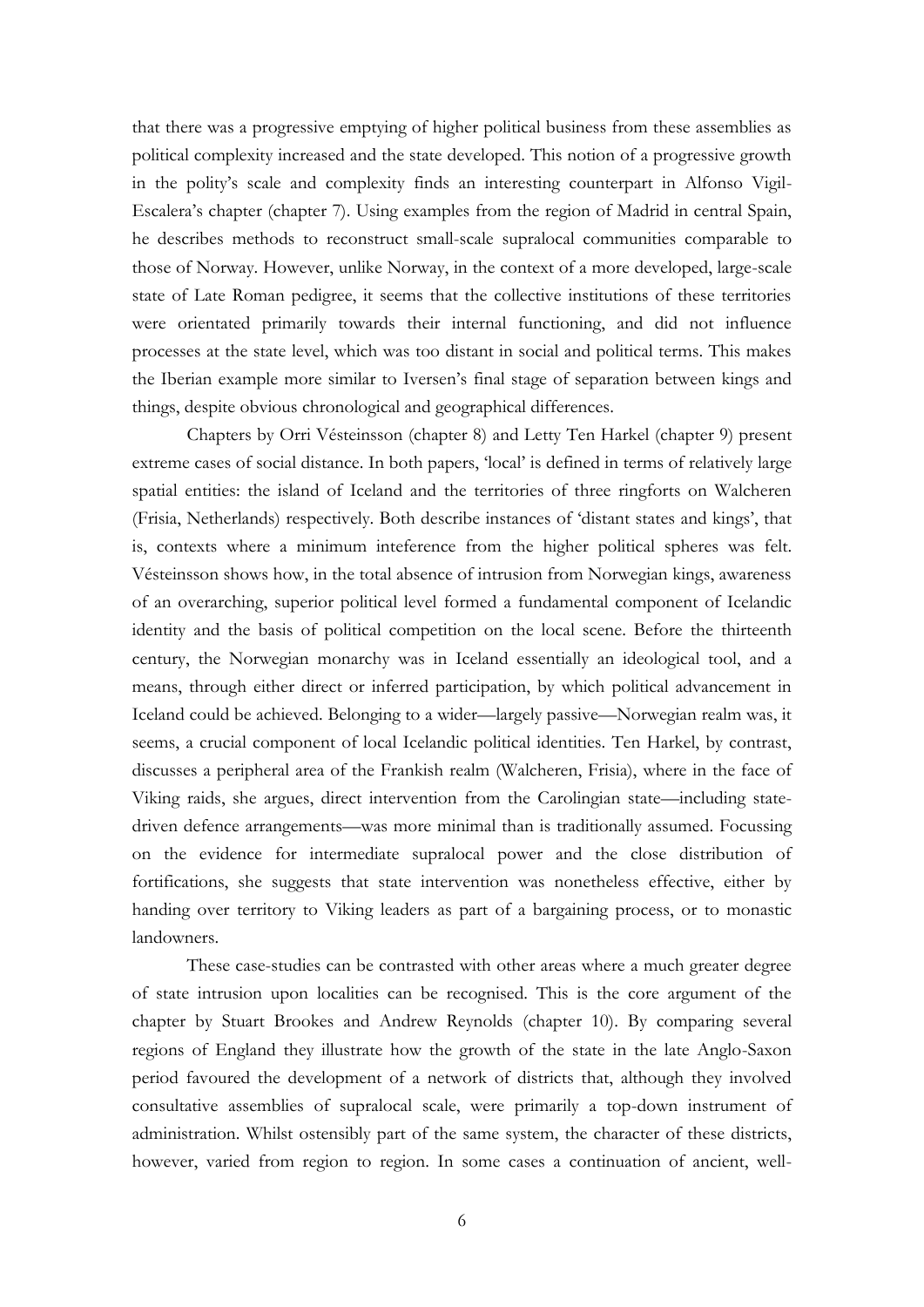that there was a progressive emptying of higher political business from these assemblies as political complexity increased and the state developed. This notion of a progressive growth in the polity's scale and complexity finds an interesting counterpart in Alfonso Vigil-Escalera's chapter (chapter 7). Using examples from the region of Madrid in central Spain, he describes methods to reconstruct small-scale supralocal communities comparable to those of Norway. However, unlike Norway, in the context of a more developed, large-scale state of Late Roman pedigree, it seems that the collective institutions of these territories were orientated primarily towards their internal functioning, and did not influence processes at the state level, which was too distant in social and political terms. This makes the Iberian example more similar to Iversen's final stage of separation between kings and things, despite obvious chronological and geographical differences.

Chapters by Orri Vésteinsson (chapter 8) and Letty Ten Harkel (chapter 9) present extreme cases of social distance. In both papers, 'local' is defined in terms of relatively large spatial entities: the island of Iceland and the territories of three ringforts on Walcheren (Frisia, Netherlands) respectively. Both describe instances of 'distant states and kings', that is, contexts where a minimum inteference from the higher political spheres was felt. Vésteinsson shows how, in the total absence of intrusion from Norwegian kings, awareness of an overarching, superior political level formed a fundamental component of Icelandic identity and the basis of political competition on the local scene. Before the thirteenth century, the Norwegian monarchy was in Iceland essentially an ideological tool, and a means, through either direct or inferred participation, by which political advancement in Iceland could be achieved. Belonging to a wider—largely passive—Norwegian realm was, it seems, a crucial component of local Icelandic political identities. Ten Harkel, by contrast, discusses a peripheral area of the Frankish realm (Walcheren, Frisia), where in the face of Viking raids, she argues, direct intervention from the Carolingian state—including state-driven defence arrangements—was more minimal than is traditionally assumed. Focussing on the evidence for intermediate supralocal power and the close distribution of fortifications, she suggests that state intervention was nonetheless effective, either by handing over territory to Viking leaders as part of a bargaining process, or to monastic landowners.

These case-studies can be contrasted with other areas where a much greater degree of state intrusion upon localities can be recognised. This is the core argument of the chapter by Stuart Brookes and Andrew Reynolds (chapter 10). By comparing several regions of England they illustrate how the growth of the state in the late Anglo-Saxon period favoured the development of a network of districts that, although they involved consultative assemblies of supralocal scale, were primarily a top-down instrument of administration. Whilst ostensibly part of the same system, the character of these districts, however, varied from region to region. In some cases a continuation of ancient, well-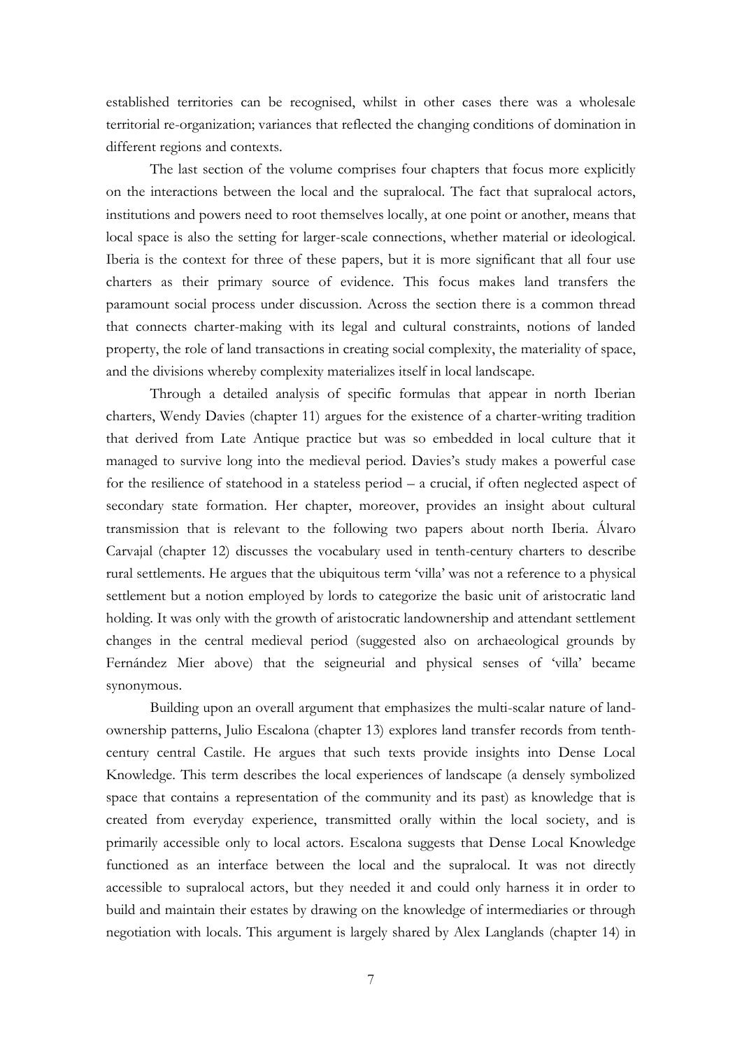established territories can be recognised, whilst in other cases there was a wholesale territorial re-organization; variances that reflected the changing conditions of domination in different regions and contexts.

The last section of the volume comprises four chapters that focus more explicitly on the interactions between the local and the supralocal. The fact that supralocal actors, institutions and powers need to root themselves locally, at one point or another, means that local space is also the setting for larger-scale connections, whether material or ideological. Iberia is the context for three of these papers, but it is more significant that all four use charters as their primary source of evidence. This focus makes land transfers the paramount social process under discussion. Across the section there is a common thread that connects charter-making with its legal and cultural constraints, notions of landed property, the role of land transactions in creating social complexity, the materiality of space, and the divisions whereby complexity materializes itself in local landscape.

Through a detailed analysis of specific formulas that appear in north Iberian charters, Wendy Davies (chapter 11) argues for the existence of a charter-writing tradition that derived from Late Antique practice but was so embedded in local culture that it managed to survive long into the medieval period. Davies's study makes a powerful case for the resilience of statehood in a stateless period – a crucial, if often neglected aspect of secondary state formation. Her chapter, moreover, provides an insight about cultural transmission that is relevant to the following two papers about north Iberia. Álvaro Carvajal (chapter 12) discusses the vocabulary used in tenth-century charters to describe rural settlements. He argues that the ubiquitous term 'villa' was not a reference to a physical settlement but a notion employed by lords to categorize the basic unit of aristocratic land holding. It was only with the growth of aristocratic landownership and attendant settlement changes in the central medieval period (suggested also on archaeological grounds by Fernández Mier above) that the seigneurial and physical senses of 'villa' became synonymous.

Building upon an overall argument that emphasizes the multi-scalar nature of land-ownership patterns, Julio Escalona (chapter 13) explores land transfer records from tenth-century central Castile. He argues that such texts provide insights into Dense Local Knowledge. This term describes the local experiences of landscape (a densely symbolized space that contains a representation of the community and its past) as knowledge that is created from everyday experience, transmitted orally within the local society, and is primarily accessible only to local actors. Escalona suggests that Dense Local Knowledge functioned as an interface between the local and the supralocal. It was not directly accessible to supralocal actors, but they needed it and could only harness it in order to build and maintain their estates by drawing on the knowledge of intermediaries or through negotiation with locals. This argument is largely shared by Alex Langlands (chapter 14) in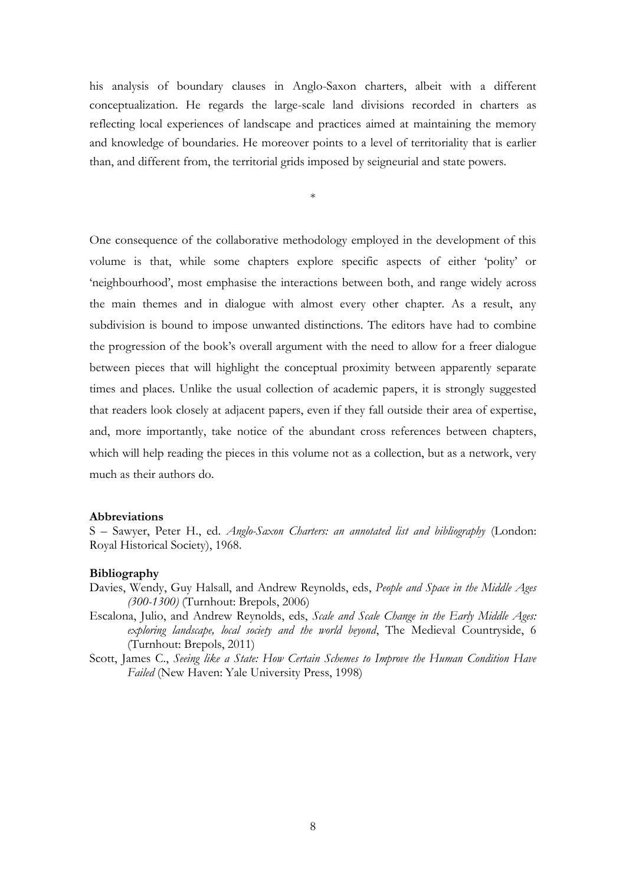his analysis of boundary clauses in Anglo-Saxon charters, albeit with a different conceptualization. He regards the large-scale land divisions recorded in charters as reflecting local experiences of landscape and practices aimed at maintaining the memory and knowledge of boundaries. He moreover points to a level of territoriality that is earlier than, and different from, the territorial grids imposed by seigneurial and state powers.

*

One consequence of the collaborative methodology employed in the development of this volume is that, while some chapters explore specific aspects of either 'polity' or 'neighbourhood', most emphasise the interactions between both, and range widely across the main themes and in dialogue with almost every other chapter. As a result, any subdivision is bound to impose unwanted distinctions. The editors have had to combine the progression of the book's overall argument with the need to allow for a freer dialogue between pieces that will highlight the conceptual proximity between apparently separate times and places. Unlike the usual collection of academic papers, it is strongly suggested that readers look closely at adjacent papers, even if they fall outside their area of expertise, and, more importantly, take notice of the abundant cross references between chapters, which will help reading the pieces in this volume not as a collection, but as a network, very much as their authors do.

**Abbreviations**

S – Sawyer, Peter H., ed. *Anglo-Saxon Charters: an annotated list and bibliography* (London: Royal Historical Society), 1968.

**Bibliography**

Davies, Wendy, Guy Halsall, and Andrew Reynolds, eds, *People and Space in the Middle Ages (300-1300)* (Turnhout: Brepols, 2006)

Escalona, Julio, and Andrew Reynolds, eds, *Scale and Scale Change in the Early Middle Ages: exploring landscape, local society and the world beyond*, The Medieval Countryside, 6 (Turnhout: Brepols, 2011)

Scott, James C., *Seeing like a State: How Certain Schemes to Improve the Human Condition Have Failed* (New Haven: Yale University Press, 1998)